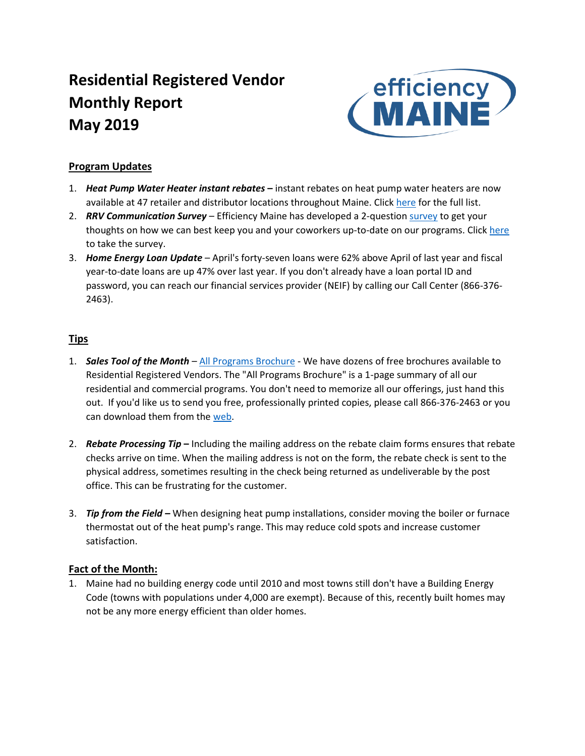# Residential Registered Vendor Monthly Report May 2019

## Program Updates

1. ***Heat Pump Water Heater instant rebates –*** instant rebates on heat pump water heaters are now available at 47 retailer and distributor locations throughout Maine. Click here for the full list.
2. ***RRV Communication Survey*** – Efficiency Maine has developed a 2-question survey to get your thoughts on how we can best keep you and your coworkers up-to-date on our programs. Click here to take the survey.
3. ***Home Energy Loan Update*** – April's forty-seven loans were 62% above April of last year and fiscal year-to-date loans are up 47% over last year. If you don't already have a loan portal ID and password, you can reach our financial services provider (NEIF) by calling our Call Center (866-376-2463).

## Tips

1. ***Sales Tool of the Month*** – All Programs Brochure - We have dozens of free brochures available to Residential Registered Vendors. The "All Programs Brochure" is a 1-page summary of all our residential and commercial programs. You don't need to memorize all our offerings, just hand this out. If you'd like us to send you free, professionally printed copies, please call 866-376-2463 or you can download them from the web.

2. ***Rebate Processing Tip –*** Including the mailing address on the rebate claim forms ensures that rebate checks arrive on time. When the mailing address is not on the form, the rebate check is sent to the physical address, sometimes resulting in the check being returned as undeliverable by the post office. This can be frustrating for the customer.

3. ***Tip from the Field –*** When designing heat pump installations, consider moving the boiler or furnace thermostat out of the heat pump's range. This may reduce cold spots and increase customer satisfaction.

## Fact of the Month:

1. Maine had no building energy code until 2010 and most towns still don't have a Building Energy Code (towns with populations under 4,000 are exempt). Because of this, recently built homes may not be any more energy efficient than older homes.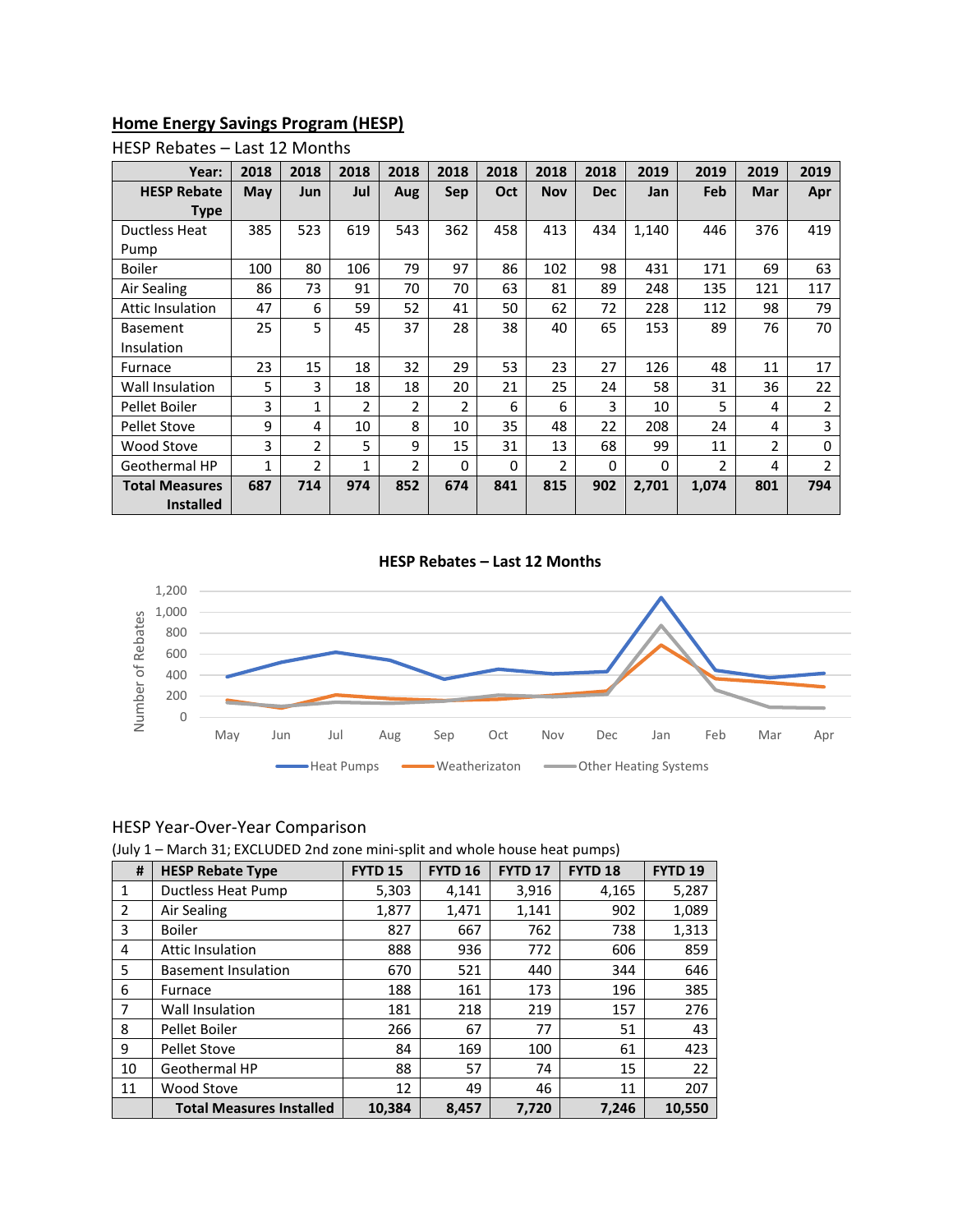## Home Energy Savings Program (HESP)

HESP Rebates – Last 12 Months

| Year: | 2018 | 2018 | 2018 | 2018 | 2018 | 2018 | 2018 | 2018 | 2019 | 2019 | 2019 | 2019 |
|---|---|---|---|---|---|---|---|---|---|---|---|---|
| **HESP Rebate Type** | **May** | **Jun** | **Jul** | **Aug** | **Sep** | **Oct** | **Nov** | **Dec** | **Jan** | **Feb** | **Mar** | **Apr** |
| Ductless Heat Pump | 385 | 523 | 619 | 543 | 362 | 458 | 413 | 434 | 1,140 | 446 | 376 | 419 |
| Boiler | 100 | 80 | 106 | 79 | 97 | 86 | 102 | 98 | 431 | 171 | 69 | 63 |
| Air Sealing | 86 | 73 | 91 | 70 | 70 | 63 | 81 | 89 | 248 | 135 | 121 | 117 |
| Attic Insulation | 47 | 6 | 59 | 52 | 41 | 50 | 62 | 72 | 228 | 112 | 98 | 79 |
| Basement Insulation | 25 | 5 | 45 | 37 | 28 | 38 | 40 | 65 | 153 | 89 | 76 | 70 |
| Furnace | 23 | 15 | 18 | 32 | 29 | 53 | 23 | 27 | 126 | 48 | 11 | 17 |
| Wall Insulation | 5 | 3 | 18 | 18 | 20 | 21 | 25 | 24 | 58 | 31 | 36 | 22 |
| Pellet Boiler | 3 | 1 | 2 | 2 | 2 | 6 | 6 | 3 | 10 | 5 | 4 | 2 |
| Pellet Stove | 9 | 4 | 10 | 8 | 10 | 35 | 48 | 22 | 208 | 24 | 4 | 3 |
| Wood Stove | 3 | 2 | 5 | 9 | 15 | 31 | 13 | 68 | 99 | 11 | 2 | 0 |
| Geothermal HP | 1 | 2 | 1 | 2 | 0 | 0 | 2 | 0 | 0 | 2 | 4 | 2 |
| **Total Measures Installed** | **687** | **714** | **974** | **852** | **674** | **841** | **815** | **902** | **2,701** | **1,074** | **801** | **794** |

**HESP Rebates – Last 12 Months**

[Line chart: Number of Rebates (0–1,200) by month May–Apr for Heat Pumps, Weatherizaton, Other Heating Systems]

HESP Year-Over-Year Comparison

(July 1 – March 31; EXCLUDED 2nd zone mini-split and whole house heat pumps)

| # | HESP Rebate Type | FYTD 15 | FYTD 16 | FYTD 17 | FYTD 18 | FYTD 19 |
|---|---|---|---|---|---|---|
| 1 | Ductless Heat Pump | 5,303 | 4,141 | 3,916 | 4,165 | 5,287 |
| 2 | Air Sealing | 1,877 | 1,471 | 1,141 | 902 | 1,089 |
| 3 | Boiler | 827 | 667 | 762 | 738 | 1,313 |
| 4 | Attic Insulation | 888 | 936 | 772 | 606 | 859 |
| 5 | Basement Insulation | 670 | 521 | 440 | 344 | 646 |
| 6 | Furnace | 188 | 161 | 173 | 196 | 385 |
| 7 | Wall Insulation | 181 | 218 | 219 | 157 | 276 |
| 8 | Pellet Boiler | 266 | 67 | 77 | 51 | 43 |
| 9 | Pellet Stove | 84 | 169 | 100 | 61 | 423 |
| 10 | Geothermal HP | 88 | 57 | 74 | 15 | 22 |
| 11 | Wood Stove | 12 | 49 | 46 | 11 | 207 |
| | **Total Measures Installed** | **10,384** | **8,457** | **7,720** | **7,246** | **10,550** |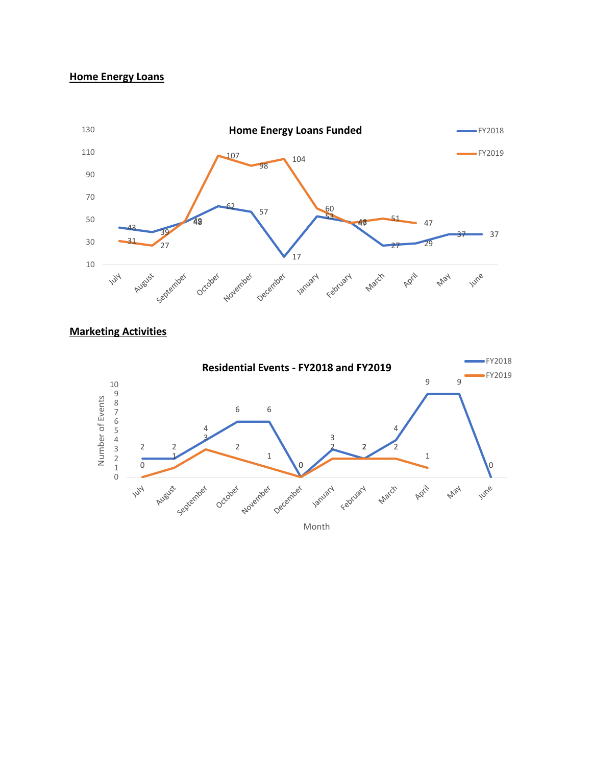## Home Energy Loans

Home Energy Loans Funded

FY2018
FY2019

130
110
90
70
50
30
10

July August September October November December January February March April May June

43 39 49 62 57 17 53 47 27 29 37 37

31 27 48 107 98 104 60 48 51 47

## Marketing Activities

Residential Events - FY2018 and FY2019

FY2018
FY2019

Number of Events

10
9
8
7
6
5
4
3
2
1
0

July August September October November December January February March April May June

Month

2 2 4 6 6 0 3 2 4 9 9 0

0 1 3 2 1 0 2 2 2 1